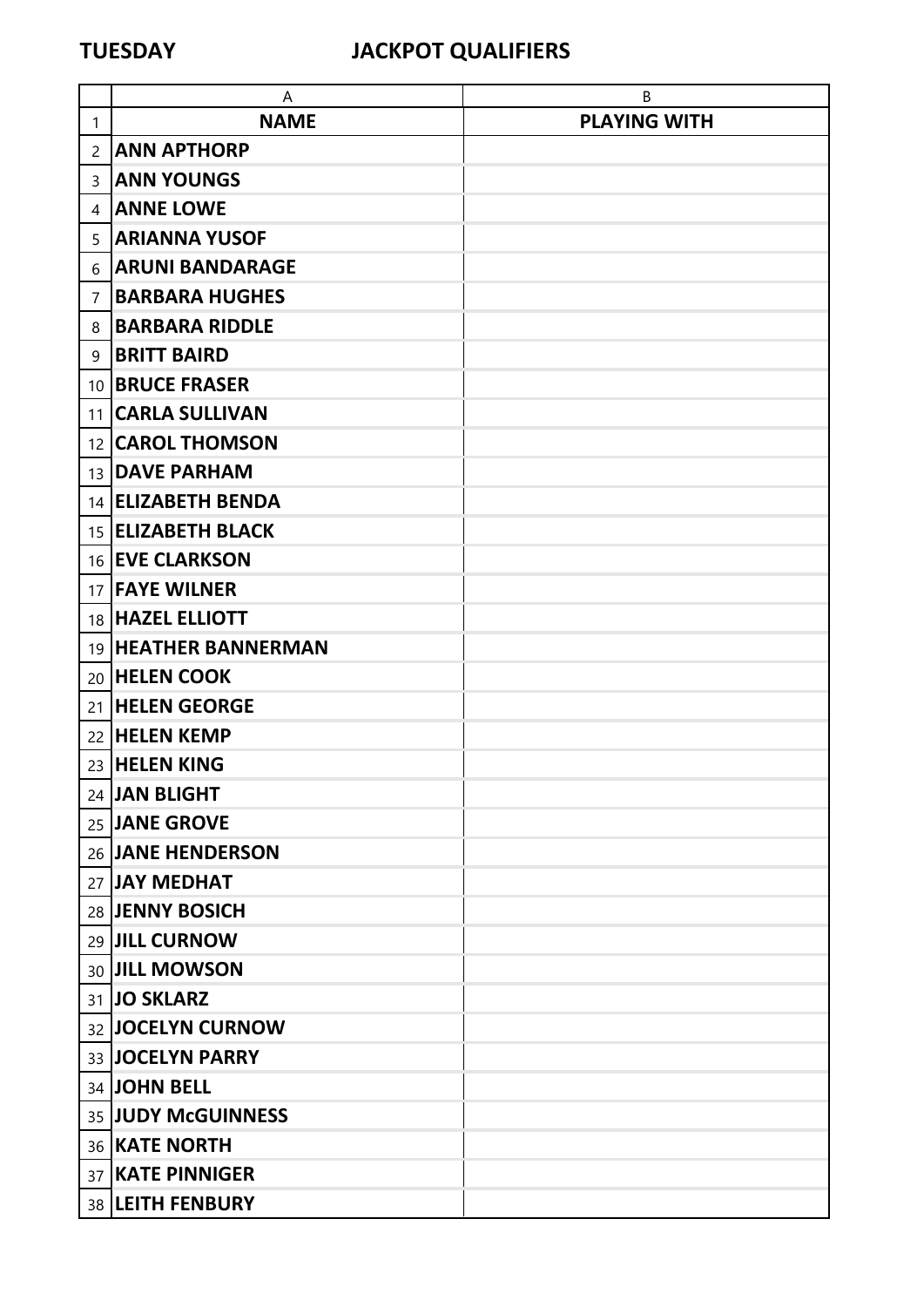**TUESDAY** **JACKPOT QUALIFIERS**

| | A | B |
|---|---|---|
| 1 | **NAME** | **PLAYING WITH** |
| 2 | **ANN APTHORP** | |
| 3 | **ANN YOUNGS** | |
| 4 | **ANNE LOWE** | |
| 5 | **ARIANNA YUSOF** | |
| 6 | **ARUNI BANDARAGE** | |
| 7 | **BARBARA HUGHES** | |
| 8 | **BARBARA RIDDLE** | |
| 9 | **BRITT BAIRD** | |
| 10 | **BRUCE FRASER** | |
| 11 | **CARLA SULLIVAN** | |
| 12 | **CAROL THOMSON** | |
| 13 | **DAVE PARHAM** | |
| 14 | **ELIZABETH BENDA** | |
| 15 | **ELIZABETH BLACK** | |
| 16 | **EVE CLARKSON** | |
| 17 | **FAYE WILNER** | |
| 18 | **HAZEL ELLIOTT** | |
| 19 | **HEATHER BANNERMAN** | |
| 20 | **HELEN COOK** | |
| 21 | **HELEN GEORGE** | |
| 22 | **HELEN KEMP** | |
| 23 | **HELEN KING** | |
| 24 | **JAN BLIGHT** | |
| 25 | **JANE GROVE** | |
| 26 | **JANE HENDERSON** | |
| 27 | **JAY MEDHAT** | |
| 28 | **JENNY BOSICH** | |
| 29 | **JILL CURNOW** | |
| 30 | **JILL MOWSON** | |
| 31 | **JO SKLARZ** | |
| 32 | **JOCELYN CURNOW** | |
| 33 | **JOCELYN PARRY** | |
| 34 | **JOHN BELL** | |
| 35 | **JUDY McGUINNESS** | |
| 36 | **KATE NORTH** | |
| 37 | **KATE PINNIGER** | |
| 38 | **LEITH FENBURY** | |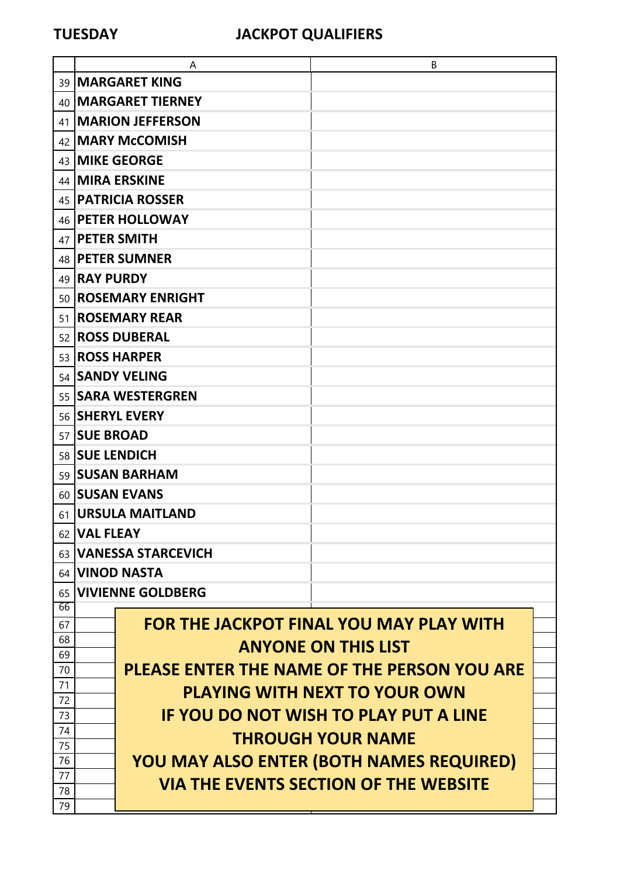TUESDAY JACKPOT QUALIFIERS

| | A | B |
|---|---|---|
| 39 | MARGARET KING | |
| 40 | MARGARET TIERNEY | |
| 41 | MARION JEFFERSON | |
| 42 | MARY McCOMISH | |
| 43 | MIKE GEORGE | |
| 44 | MIRA ERSKINE | |
| 45 | PATRICIA ROSSER | |
| 46 | PETER HOLLOWAY | |
| 47 | PETER SMITH | |
| 48 | PETER SUMNER | |
| 49 | RAY PURDY | |
| 50 | ROSEMARY ENRIGHT | |
| 51 | ROSEMARY REAR | |
| 52 | ROSS DUBERAL | |
| 53 | ROSS HARPER | |
| 54 | SANDY VELING | |
| 55 | SARA WESTERGREN | |
| 56 | SHERYL EVERY | |
| 57 | SUE BROAD | |
| 58 | SUE LENDICH | |
| 59 | SUSAN BARHAM | |
| 60 | SUSAN EVANS | |
| 61 | URSULA MAITLAND | |
| 62 | VAL FLEAY | |
| 63 | VANESSA STARCEVICH | |
| 64 | VINOD NASTA | |
| 65 | VIVIENNE GOLDBERG | |

**FOR THE JACKPOT FINAL YOU MAY PLAY WITH ANYONE ON THIS LIST**

**PLEASE ENTER THE NAME OF THE PERSON YOU ARE PLAYING WITH NEXT TO YOUR OWN**

**IF YOU DO NOT WISH TO PLAY PUT A LINE THROUGH YOUR NAME**

**YOU MAY ALSO ENTER (BOTH NAMES REQUIRED) VIA THE EVENTS SECTION OF THE WEBSITE**